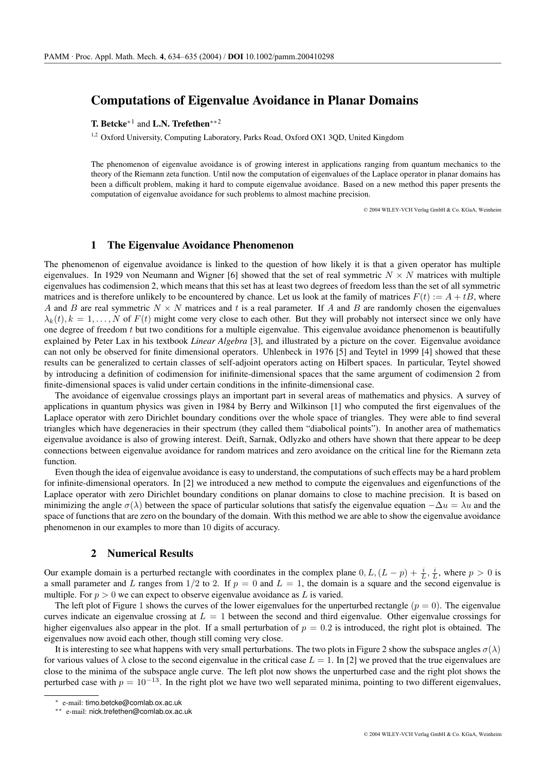# Computations of Eigenvalue Avoidance in Planar Domains

**T. Betcke**[*1] and **L.N. Trefethen**[**2]

[1,2] Oxford University, Computing Laboratory, Parks Road, Oxford OX1 3QD, United Kingdom

The phenomenon of eigenvalue avoidance is of growing interest in applications ranging from quantum mechanics to the theory of the Riemann zeta function. Until now the computation of eigenvalues of the Laplace operator in planar domains has been a difficult problem, making it hard to compute eigenvalue avoidance. Based on a new method this paper presents the computation of eigenvalue avoidance for such problems to almost machine precision.

© 2004 WILEY-VCH Verlag GmbH & Co. KGaA, Weinheim

## 1 The Eigenvalue Avoidance Phenomenon

The phenomenon of eigenvalue avoidance is linked to the question of how likely it is that a given operator has multiple eigenvalues. In 1929 von Neumann and Wigner [6] showed that the set of real symmetric $N \times N$ matrices with multiple eigenvalues has codimension 2, which means that this set has at least two degrees of freedom less than the set of all symmetric matrices and is therefore unlikely to be encountered by chance. Let us look at the family of matrices $F(t) := A + tB$, where $A$ and $B$ are real symmetric $N \times N$ matrices and $t$ is a real parameter. If $A$ and $B$ are randomly chosen the eigenvalues $\lambda_k(t), k = 1, \ldots, N$ of $F(t)$ might come very close to each other. But they will probably not intersect since we only have one degree of freedom $t$ but two conditions for a multiple eigenvalue. This eigenvalue avoidance phenomenon is beautifully explained by Peter Lax in his textbook *Linear Algebra* [3], and illustrated by a picture on the cover. Eigenvalue avoidance can not only be observed for finite dimensional operators. Uhlenbeck in 1976 [5] and Teytel in 1999 [4] showed that these results can be generalized to certain classes of self-adjoint operators acting on Hilbert spaces. In particular, Teytel showed by introducing a definition of codimension for inifinite-dimensional spaces that the same argument of codimension 2 from finite-dimensional spaces is valid under certain conditions in the infinite-dimensional case.

The avoidance of eigenvalue crossings plays an important part in several areas of mathematics and physics. A survey of applications in quantum physics was given in 1984 by Berry and Wilkinson [1] who computed the first eigenvalues of the Laplace operator with zero Dirichlet boundary conditions over the whole space of triangles. They were able to find several triangles which have degeneracies in their spectrum (they called them "diabolical points"). In another area of mathematics eigenvalue avoidance is also of growing interest. Deift, Sarnak, Odlyzko and others have shown that there appear to be deep connections between eigenvalue avoidance for random matrices and zero avoidance on the critical line for the Riemann zeta function.

Even though the idea of eigenvalue avoidance is easy to understand, the computations of such effects may be a hard problem for infinite-dimensional operators. In [2] we introduced a new method to compute the eigenvalues and eigenfunctions of the Laplace operator with zero Dirichlet boundary conditions on planar domains to close to machine precision. It is based on minimizing the angle $\sigma(\lambda)$ between the space of particular solutions that satisfy the eigenvalue equation $-\Delta u = \lambda u$ and the space of functions that are zero on the boundary of the domain. With this method we are able to show the eigenvalue avoidance phenomenon in our examples to more than 10 digits of accuracy.

## 2 Numerical Results

Our example domain is a perturbed rectangle with coordinates in the complex plane $0, L, (L-p) + \frac{i}{L}, \frac{i}{L}$, where $p > 0$ is a small parameter and $L$ ranges from $1/2$ to 2. If $p = 0$ and $L = 1$, the domain is a square and the second eigenvalue is multiple. For $p > 0$ we can expect to observe eigenvalue avoidance as $L$ is varied.

The left plot of Figure 1 shows the curves of the lower eigenvalues for the unperturbed rectangle ($p = 0$). The eigenvalue curves indicate an eigenvalue crossing at $L = 1$ between the second and third eigenvalue. Other eigenvalue crossings for higher eigenvalues also appear in the plot. If a small perturbation of $p = 0.2$ is introduced, the right plot is obtained. The eigenvalues now avoid each other, though still coming very close.

It is interesting to see what happens with very small perturbations. The two plots in Figure 2 show the subspace angles $\sigma(\lambda)$ for various values of $\lambda$ close to the second eigenvalue in the critical case $L = 1$. In [2] we proved that the true eigenvalues are close to the minima of the subspace angle curve. The left plot now shows the unperturbed case and the right plot shows the perturbed case with $p = 10^{-13}$. In the right plot we have two well separated minima, pointing to two different eigenvalues,

[*] e-mail: timo.betcke@comlab.ox.ac.uk

[**] e-mail: nick.trefethen@comlab.ox.ac.uk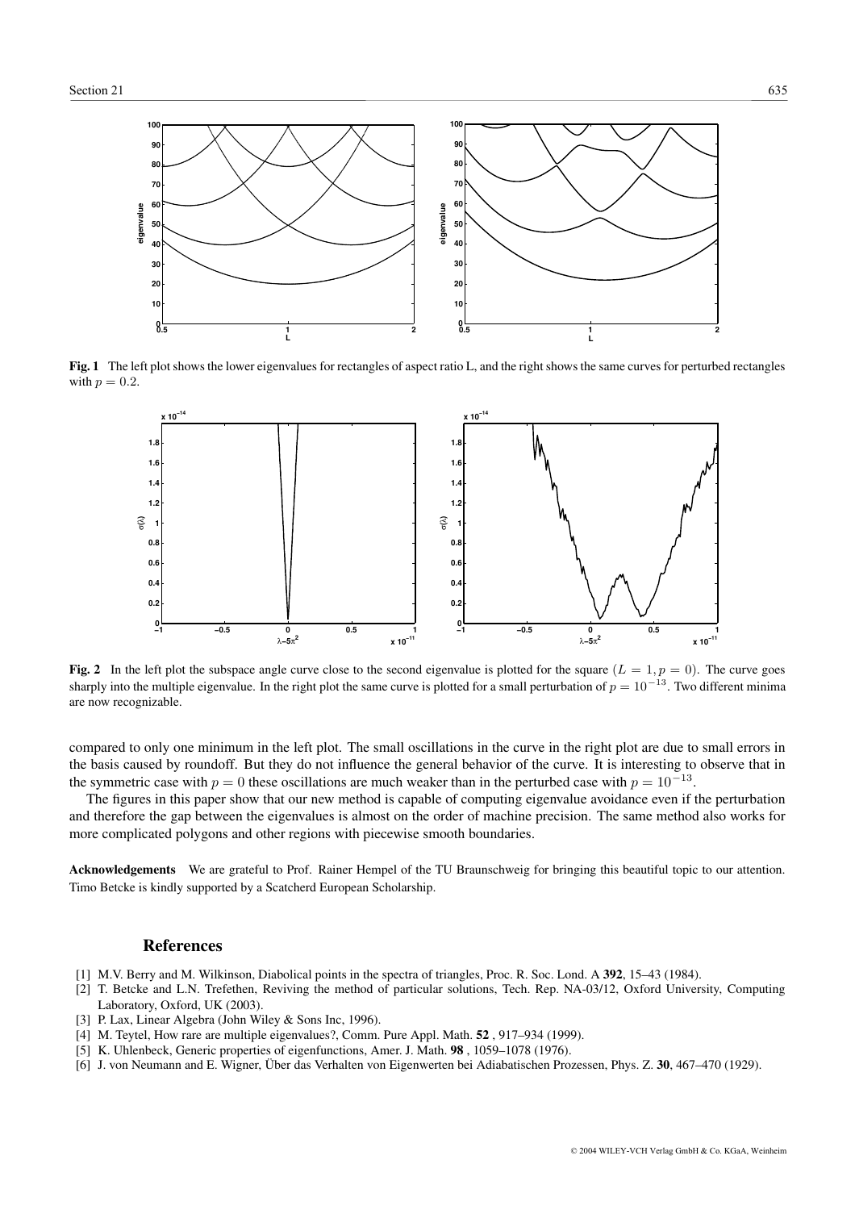100
90
80
70
60
50
40
30
20
10
0
eigenvalue
0.5
1
2
L

100
90
80
70
60
50
40
30
20
10
0
eigenvalue
0.5
1
2
L

**Fig. 1** The left plot shows the lower eigenvalues for rectangles of aspect ratio L, and the right shows the same curves for perturbed rectangles with $p = 0.2$.

x $10^{-14}$
1.8
1.6
1.4
1.2
1
0.8
0.6
0.4
0.2
0
$\sigma(\lambda)$
–1
–0.5
0
0.5
1
$\lambda - 5\pi^2$
x $10^{-11}$

x $10^{-14}$
1.8
1.6
1.4
1.2
1
0.8
0.6
0.4
0.2
0
$\sigma(\lambda)$
–1
–0.5
0
0.5
1
$\lambda - 5\pi^2$
x $10^{-11}$

**Fig. 2** In the left plot the subspace angle curve close to the second eigenvalue is plotted for the square ($L = 1, p = 0$). The curve goes sharply into the multiple eigenvalue. In the right plot the same curve is plotted for a small perturbation of $p = 10^{-13}$. Two different minima are now recognizable.

compared to only one minimum in the left plot. The small oscillations in the curve in the right plot are due to small errors in the basis caused by roundoff. But they do not influence the general behavior of the curve. It is interesting to observe that in the symmetric case with $p = 0$ these oscillations are much weaker than in the perturbed case with $p = 10^{-13}$.

The figures in this paper show that our new method is capable of computing eigenvalue avoidance even if the perturbation and therefore the gap between the eigenvalues is almost on the order of machine precision. The same method also works for more complicated polygons and other regions with piecewise smooth boundaries.

**Acknowledgements** We are grateful to Prof. Rainer Hempel of the TU Braunschweig for bringing this beautiful topic to our attention. Timo Betcke is kindly supported by a Scatcherd European Scholarship.

## References

[1] M.V. Berry and M. Wilkinson, Diabolical points in the spectra of triangles, Proc. R. Soc. Lond. A **392**, 15–43 (1984).

[2] T. Betcke and L.N. Trefethen, Reviving the method of particular solutions, Tech. Rep. NA-03/12, Oxford University, Computing Laboratory, Oxford, UK (2003).

[3] P. Lax, Linear Algebra (John Wiley & Sons Inc, 1996).

[4] M. Teytel, How rare are multiple eigenvalues?, Comm. Pure Appl. Math. **52** , 917–934 (1999).

[5] K. Uhlenbeck, Generic properties of eigenfunctions, Amer. J. Math. **98** , 1059–1078 (1976).

[6] J. von Neumann and E. Wigner, Über das Verhalten von Eigenwerten bei Adiabatischen Prozessen, Phys. Z. **30**, 467–470 (1929).